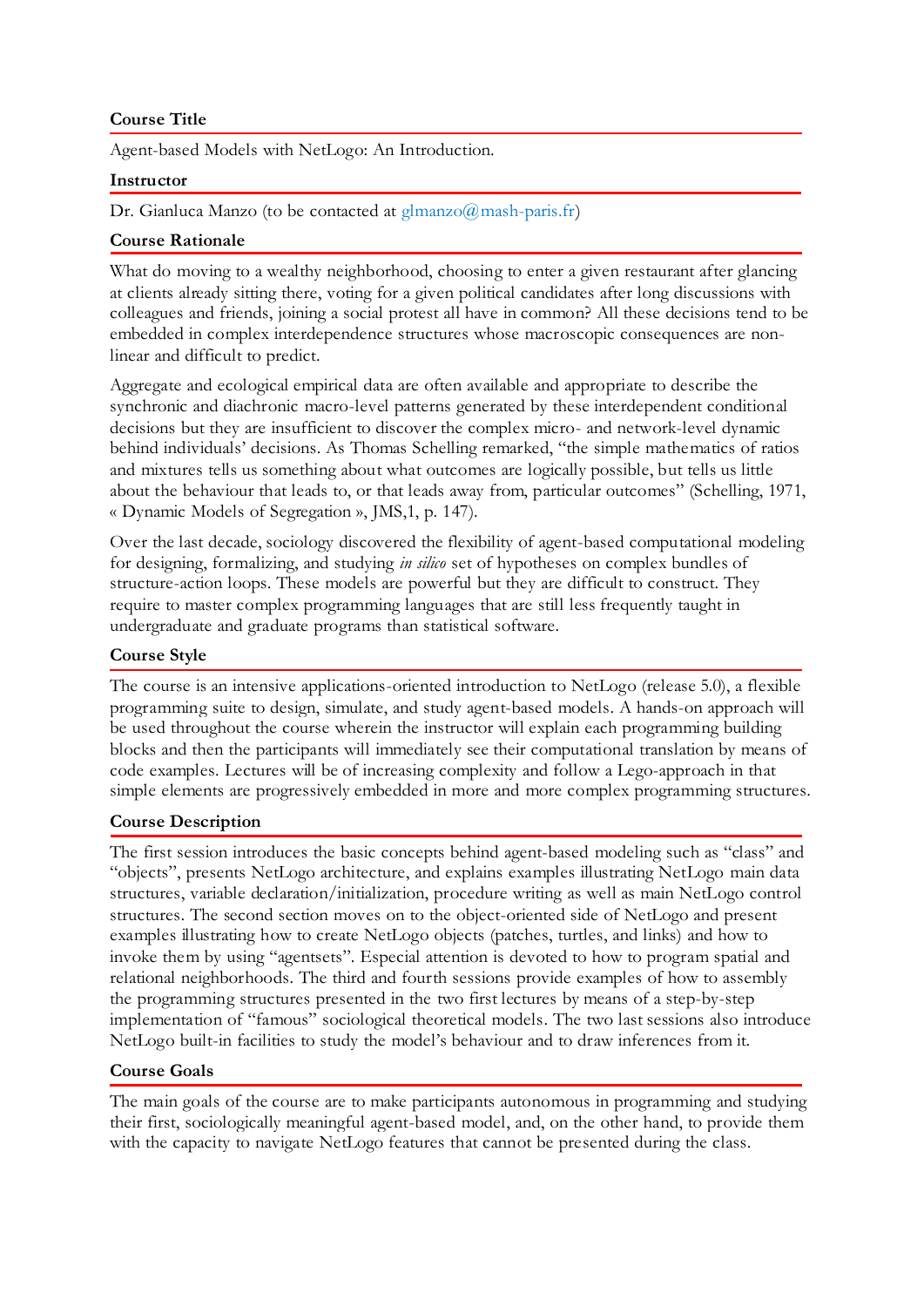## Course Title

Agent-based Models with NetLogo: An Introduction.

## Instructor

Dr. Gianluca Manzo (to be contacted at glmanzo@mash-paris.fr)

## Course Rationale

What do moving to a wealthy neighborhood, choosing to enter a given restaurant after glancing at clients already sitting there, voting for a given political candidates after long discussions with colleagues and friends, joining a social protest all have in common? All these decisions tend to be embedded in complex interdependence structures whose macroscopic consequences are non-linear and difficult to predict.

Aggregate and ecological empirical data are often available and appropriate to describe the synchronic and diachronic macro-level patterns generated by these interdependent conditional decisions but they are insufficient to discover the complex micro- and network-level dynamic behind individuals' decisions. As Thomas Schelling remarked, "the simple mathematics of ratios and mixtures tells us something about what outcomes are logically possible, but tells us little about the behaviour that leads to, or that leads away from, particular outcomes" (Schelling, 1971, « Dynamic Models of Segregation », JMS,1, p. 147).

Over the last decade, sociology discovered the flexibility of agent-based computational modeling for designing, formalizing, and studying *in silico* set of hypotheses on complex bundles of structure-action loops. These models are powerful but they are difficult to construct. They require to master complex programming languages that are still less frequently taught in undergraduate and graduate programs than statistical software.

## Course Style

The course is an intensive applications-oriented introduction to NetLogo (release 5.0), a flexible programming suite to design, simulate, and study agent-based models. A hands-on approach will be used throughout the course wherein the instructor will explain each programming building blocks and then the participants will immediately see their computational translation by means of code examples. Lectures will be of increasing complexity and follow a Lego-approach in that simple elements are progressively embedded in more and more complex programming structures.

## Course Description

The first session introduces the basic concepts behind agent-based modeling such as "class" and "objects", presents NetLogo architecture, and explains examples illustrating NetLogo main data structures, variable declaration/initialization, procedure writing as well as main NetLogo control structures. The second section moves on to the object-oriented side of NetLogo and present examples illustrating how to create NetLogo objects (patches, turtles, and links) and how to invoke them by using "agentsets". Especial attention is devoted to how to program spatial and relational neighborhoods. The third and fourth sessions provide examples of how to assembly the programming structures presented in the two first lectures by means of a step-by-step implementation of "famous" sociological theoretical models. The two last sessions also introduce NetLogo built-in facilities to study the model's behaviour and to draw inferences from it.

## Course Goals

The main goals of the course are to make participants autonomous in programming and studying their first, sociologically meaningful agent-based model, and, on the other hand, to provide them with the capacity to navigate NetLogo features that cannot be presented during the class.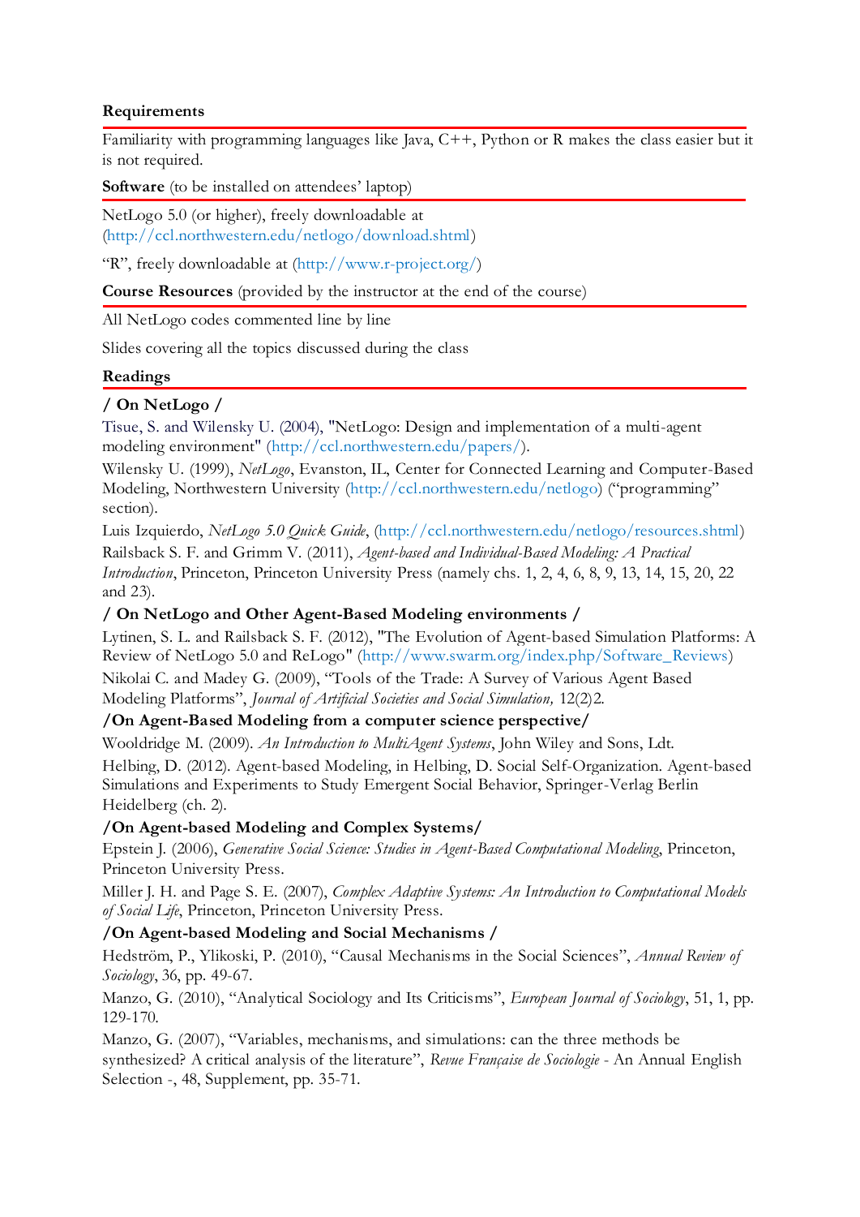**Requirements**

Familiarity with programming languages like Java, C++, Python or R makes the class easier but it is not required.

**Software** (to be installed on attendees' laptop)

NetLogo 5.0 (or higher), freely downloadable at (http://ccl.northwestern.edu/netlogo/download.shtml)

"R", freely downloadable at (http://www.r-project.org/)

**Course Resources** (provided by the instructor at the end of the course)

All NetLogo codes commented line by line

Slides covering all the topics discussed during the class

**Readings**

**/ On NetLogo /**

Tisue, S. and Wilensky U. (2004), "NetLogo: Design and implementation of a multi-agent modeling environment" (http://ccl.northwestern.edu/papers/).

Wilensky U. (1999), *NetLogo*, Evanston, IL, Center for Connected Learning and Computer-Based Modeling, Northwestern University (http://ccl.northwestern.edu/netlogo) ("programming" section).

Luis Izquierdo, *NetLogo 5.0 Quick Guide*, (http://ccl.northwestern.edu/netlogo/resources.shtml)

Railsback S. F. and Grimm V. (2011), *Agent-based and Individual-Based Modeling: A Practical Introduction*, Princeton, Princeton University Press (namely chs. 1, 2, 4, 6, 8, 9, 13, 14, 15, 20, 22 and 23).

**/ On NetLogo and Other Agent-Based Modeling environments /**

Lytinen, S. L. and Railsback S. F. (2012), "The Evolution of Agent-based Simulation Platforms: A Review of NetLogo 5.0 and ReLogo" (http://www.swarm.org/index.php/Software_Reviews)

Nikolai C. and Madey G. (2009), "Tools of the Trade: A Survey of Various Agent Based Modeling Platforms", *Journal of Artificial Societies and Social Simulation,* 12(2)2.

**/On Agent-Based Modeling from a computer science perspective/**

Wooldridge M. (2009). *An Introduction to MultiAgent Systems*, John Wiley and Sons, Ldt.

Helbing, D. (2012). Agent-based Modeling, in Helbing, D. Social Self-Organization. Agent-based Simulations and Experiments to Study Emergent Social Behavior, Springer-Verlag Berlin Heidelberg (ch. 2).

**/On Agent-based Modeling and Complex Systems/**

Epstein J. (2006), *Generative Social Science: Studies in Agent-Based Computational Modeling*, Princeton, Princeton University Press.

Miller J. H. and Page S. E. (2007), *Complex Adaptive Systems: An Introduction to Computational Models of Social Life*, Princeton, Princeton University Press.

**/On Agent-based Modeling and Social Mechanisms /**

Hedström, P., Ylikoski, P. (2010), "Causal Mechanisms in the Social Sciences", *Annual Review of Sociology*, 36, pp. 49-67.

Manzo, G. (2010), "Analytical Sociology and Its Criticisms", *European Journal of Sociology*, 51, 1, pp. 129-170.

Manzo, G. (2007), "Variables, mechanisms, and simulations: can the three methods be synthesized? A critical analysis of the literature", *Revue Française de Sociologie* - An Annual English Selection -, 48, Supplement, pp. 35-71.